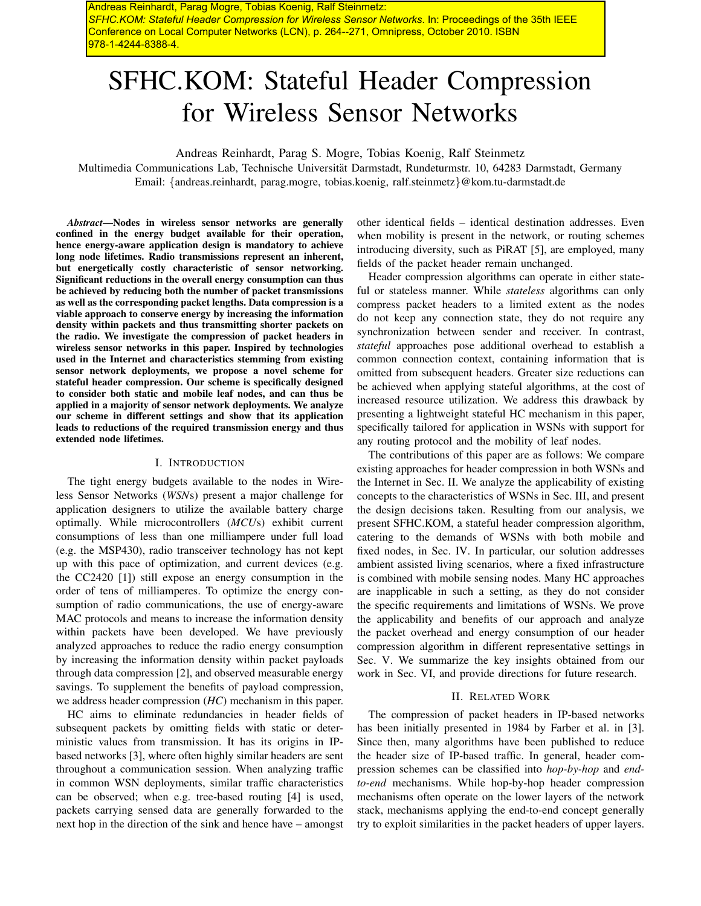Andreas Reinhardt, Parag Mogre, Tobias Koenig, Ralf Steinmetz:
*SFHC.KOM: Stateful Header Compression for Wireless Sensor Networks.* In: Proceedings of the 35th IEEE Conference on Local Computer Networks (LCN), p. 264--271, Omnipress, October 2010. ISBN 978-1-4244-8388-4.

# SFHC.KOM: Stateful Header Compression for Wireless Sensor Networks

Andreas Reinhardt, Parag S. Mogre, Tobias Koenig, Ralf Steinmetz

Multimedia Communications Lab, Technische Universität Darmstadt, Rundeturmstr. 10, 64283 Darmstadt, Germany

Email: {andreas.reinhardt, parag.mogre, tobias.koenig, ralf.steinmetz}@kom.tu-darmstadt.de

***Abstract*—Nodes in wireless sensor networks are generally confined in the energy budget available for their operation, hence energy-aware application design is mandatory to achieve long node lifetimes. Radio transmissions represent an inherent, but energetically costly characteristic of sensor networking. Significant reductions in the overall energy consumption can thus be achieved by reducing both the number of packet transmissions as well as the corresponding packet lengths. Data compression is a viable approach to conserve energy by increasing the information density within packets and thus transmitting shorter packets on the radio. We investigate the compression of packet headers in wireless sensor networks in this paper. Inspired by technologies used in the Internet and characteristics stemming from existing sensor network deployments, we propose a novel scheme for stateful header compression. Our scheme is specifically designed to consider both static and mobile leaf nodes, and can thus be applied in a majority of sensor network deployments. We analyze our scheme in different settings and show that its application leads to reductions of the required transmission energy and thus extended node lifetimes.**

## I. Introduction

The tight energy budgets available to the nodes in Wireless Sensor Networks (*WSN*s) present a major challenge for application designers to utilize the available battery charge optimally. While microcontrollers (*MCU*s) exhibit current consumptions of less than one milliampere under full load (e.g. the MSP430), radio transceiver technology has not kept up with this pace of optimization, and current devices (e.g. the CC2420 [1]) still expose an energy consumption in the order of tens of milliamperes. To optimize the energy consumption of radio communications, the use of energy-aware MAC protocols and means to increase the information density within packets have been developed. We have previously analyzed approaches to reduce the radio energy consumption by increasing the information density within packet payloads through data compression [2], and observed measurable energy savings. To supplement the benefits of payload compression, we address header compression (*HC*) mechanism in this paper.

HC aims to eliminate redundancies in header fields of subsequent packets by omitting fields with static or deterministic values from transmission. It has its origins in IP-based networks [3], where often highly similar headers are sent throughout a communication session. When analyzing traffic in common WSN deployments, similar traffic characteristics can be observed; when e.g. tree-based routing [4] is used, packets carrying sensed data are generally forwarded to the next hop in the direction of the sink and hence have – amongst other identical fields – identical destination addresses. Even when mobility is present in the network, or routing schemes introducing diversity, such as PiRAT [5], are employed, many fields of the packet header remain unchanged.

Header compression algorithms can operate in either stateful or stateless manner. While *stateless* algorithms can only compress packet headers to a limited extent as the nodes do not keep any connection state, they do not require any synchronization between sender and receiver. In contrast, *stateful* approaches pose additional overhead to establish a common connection context, containing information that is omitted from subsequent headers. Greater size reductions can be achieved when applying stateful algorithms, at the cost of increased resource utilization. We address this drawback by presenting a lightweight stateful HC mechanism in this paper, specifically tailored for application in WSNs with support for any routing protocol and the mobility of leaf nodes.

The contributions of this paper are as follows: We compare existing approaches for header compression in both WSNs and the Internet in Sec. II. We analyze the applicability of existing concepts to the characteristics of WSNs in Sec. III, and present the design decisions taken. Resulting from our analysis, we present SFHC.KOM, a stateful header compression algorithm, catering to the demands of WSNs with both mobile and fixed nodes, in Sec. IV. In particular, our solution addresses ambient assisted living scenarios, where a fixed infrastructure is combined with mobile sensing nodes. Many HC approaches are inapplicable in such a setting, as they do not consider the specific requirements and limitations of WSNs. We prove the applicability and benefits of our approach and analyze the packet overhead and energy consumption of our header compression algorithm in different representative settings in Sec. V. We summarize the key insights obtained from our work in Sec. VI, and provide directions for future research.

## II. Related Work

The compression of packet headers in IP-based networks has been initially presented in 1984 by Farber et al. in [3]. Since then, many algorithms have been published to reduce the header size of IP-based traffic. In general, header compression schemes can be classified into *hop-by-hop* and *end-to-end* mechanisms. While hop-by-hop header compression mechanisms often operate on the lower layers of the network stack, mechanisms applying the end-to-end concept generally try to exploit similarities in the packet headers of upper layers.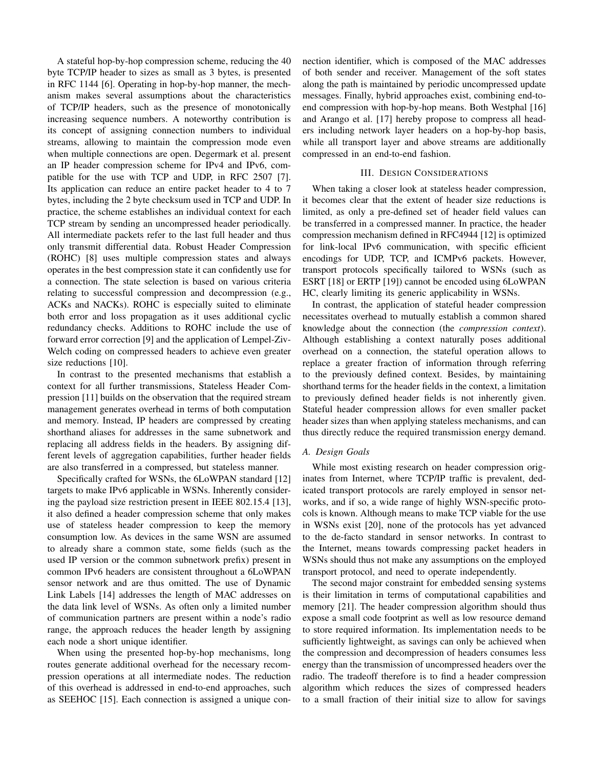A stateful hop-by-hop compression scheme, reducing the 40 byte TCP/IP header to sizes as small as 3 bytes, is presented in RFC 1144 [6]. Operating in hop-by-hop manner, the mechanism makes several assumptions about the characteristics of TCP/IP headers, such as the presence of monotonically increasing sequence numbers. A noteworthy contribution is its concept of assigning connection numbers to individual streams, allowing to maintain the compression mode even when multiple connections are open. Degermark et al. present an IP header compression scheme for IPv4 and IPv6, compatible for the use with TCP and UDP, in RFC 2507 [7]. Its application can reduce an entire packet header to 4 to 7 bytes, including the 2 byte checksum used in TCP and UDP. In practice, the scheme establishes an individual context for each TCP stream by sending an uncompressed header periodically. All intermediate packets refer to the last full header and thus only transmit differential data. Robust Header Compression (ROHC) [8] uses multiple compression states and always operates in the best compression state it can confidently use for a connection. The state selection is based on various criteria relating to successful compression and decompression (e.g., ACKs and NACKs). ROHC is especially suited to eliminate both error and loss propagation as it uses additional cyclic redundancy checks. Additions to ROHC include the use of forward error correction [9] and the application of Lempel-Ziv-Welch coding on compressed headers to achieve even greater size reductions [10].

In contrast to the presented mechanisms that establish a context for all further transmissions, Stateless Header Compression [11] builds on the observation that the required stream management generates overhead in terms of both computation and memory. Instead, IP headers are compressed by creating shorthand aliases for addresses in the same subnetwork and replacing all address fields in the headers. By assigning different levels of aggregation capabilities, further header fields are also transferred in a compressed, but stateless manner.

Specifically crafted for WSNs, the 6LoWPAN standard [12] targets to make IPv6 applicable in WSNs. Inherently considering the payload size restriction present in IEEE 802.15.4 [13], it also defined a header compression scheme that only makes use of stateless header compression to keep the memory consumption low. As devices in the same WSN are assumed to already share a common state, some fields (such as the used IP version or the common subnetwork prefix) present in common IPv6 headers are consistent throughout a 6LoWPAN sensor network and are thus omitted. The use of Dynamic Link Labels [14] addresses the length of MAC addresses on the data link level of WSNs. As often only a limited number of communication partners are present within a node's radio range, the approach reduces the header length by assigning each node a short unique identifier.

When using the presented hop-by-hop mechanisms, long routes generate additional overhead for the necessary recompression operations at all intermediate nodes. The reduction of this overhead is addressed in end-to-end approaches, such as SEEHOC [15]. Each connection is assigned a unique connection identifier, which is composed of the MAC addresses of both sender and receiver. Management of the soft states along the path is maintained by periodic uncompressed update messages. Finally, hybrid approaches exist, combining end-to-end compression with hop-by-hop means. Both Westphal [16] and Arango et al. [17] hereby propose to compress all headers including network layer headers on a hop-by-hop basis, while all transport layer and above streams are additionally compressed in an end-to-end fashion.

## III. Design Considerations

When taking a closer look at stateless header compression, it becomes clear that the extent of header size reductions is limited, as only a pre-defined set of header field values can be transferred in a compressed manner. In practice, the header compression mechanism defined in RFC4944 [12] is optimized for link-local IPv6 communication, with specific efficient encodings for UDP, TCP, and ICMPv6 packets. However, transport protocols specifically tailored to WSNs (such as ESRT [18] or ERTP [19]) cannot be encoded using 6LoWPAN HC, clearly limiting its generic applicability in WSNs.

In contrast, the application of stateful header compression necessitates overhead to mutually establish a common shared knowledge about the connection (the *compression context*). Although establishing a context naturally poses additional overhead on a connection, the stateful operation allows to replace a greater fraction of information through referring to the previously defined context. Besides, by maintaining shorthand terms for the header fields in the context, a limitation to previously defined header fields is not inherently given. Stateful header compression allows for even smaller packet header sizes than when applying stateless mechanisms, and can thus directly reduce the required transmission energy demand.

### A. Design Goals

While most existing research on header compression originates from Internet, where TCP/IP traffic is prevalent, dedicated transport protocols are rarely employed in sensor networks, and if so, a wide range of highly WSN-specific protocols is known. Although means to make TCP viable for the use in WSNs exist [20], none of the protocols has yet advanced to the de-facto standard in sensor networks. In contrast to the Internet, means towards compressing packet headers in WSNs should thus not make any assumptions on the employed transport protocol, and need to operate independently.

The second major constraint for embedded sensing systems is their limitation in terms of computational capabilities and memory [21]. The header compression algorithm should thus expose a small code footprint as well as low resource demand to store required information. Its implementation needs to be sufficiently lightweight, as savings can only be achieved when the compression and decompression of headers consumes less energy than the transmission of uncompressed headers over the radio. The tradeoff therefore is to find a header compression algorithm which reduces the sizes of compressed headers to a small fraction of their initial size to allow for savings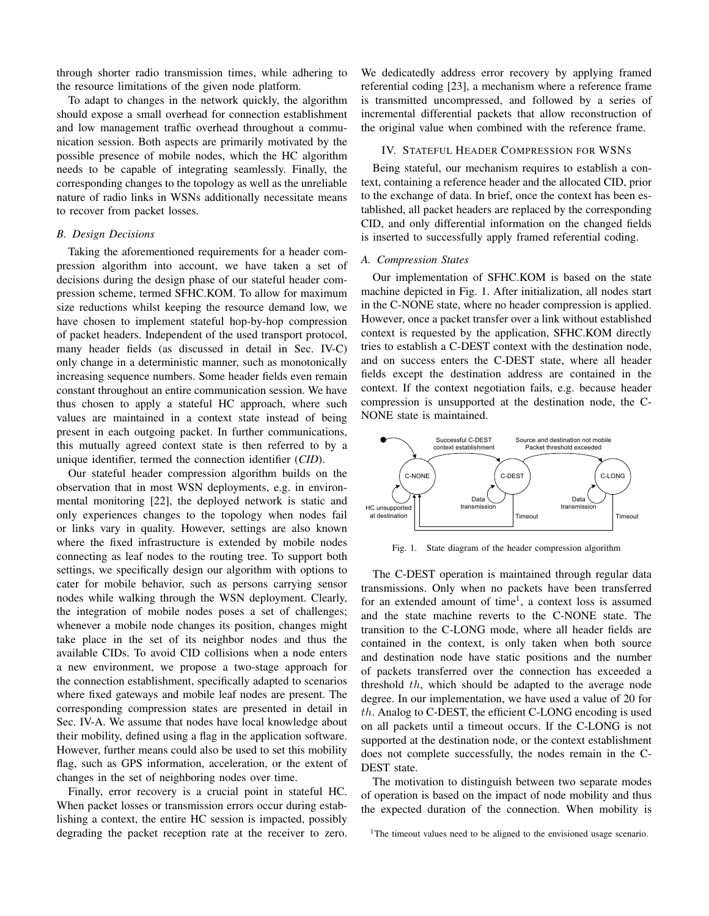through shorter radio transmission times, while adhering to the resource limitations of the given node platform.

To adapt to changes in the network quickly, the algorithm should expose a small overhead for connection establishment and low management traffic overhead throughout a communication session. Both aspects are primarily motivated by the possible presence of mobile nodes, which the HC algorithm needs to be capable of integrating seamlessly. Finally, the corresponding changes to the topology as well as the unreliable nature of radio links in WSNs additionally necessitate means to recover from packet losses.

### *B. Design Decisions*

Taking the aforementioned requirements for a header compression algorithm into account, we have taken a set of decisions during the design phase of our stateful header compression scheme, termed SFHC.KOM. To allow for maximum size reductions whilst keeping the resource demand low, we have chosen to implement stateful hop-by-hop compression of packet headers. Independent of the used transport protocol, many header fields (as discussed in detail in Sec. IV-C) only change in a deterministic manner, such as monotonically increasing sequence numbers. Some header fields even remain constant throughout an entire communication session. We have thus chosen to apply a stateful HC approach, where such values are maintained in a context state instead of being present in each outgoing packet. In further communications, this mutually agreed context state is then referred to by a unique identifier, termed the connection identifier (***CID***).

Our stateful header compression algorithm builds on the observation that in most WSN deployments, e.g. in environmental monitoring [22], the deployed network is static and only experiences changes to the topology when nodes fail or links vary in quality. However, settings are also known where the fixed infrastructure is extended by mobile nodes connecting as leaf nodes to the routing tree. To support both settings, we specifically design our algorithm with options to cater for mobile behavior, such as persons carrying sensor nodes while walking through the WSN deployment. Clearly, the integration of mobile nodes poses a set of challenges; whenever a mobile node changes its position, changes might take place in the set of its neighbor nodes and thus the available CIDs. To avoid CID collisions when a node enters a new environment, we propose a two-stage approach for the connection establishment, specifically adapted to scenarios where fixed gateways and mobile leaf nodes are present. The corresponding compression states are presented in detail in Sec. IV-A. We assume that nodes have local knowledge about their mobility, defined using a flag in the application software. However, further means could also be used to set this mobility flag, such as GPS information, acceleration, or the extent of changes in the set of neighboring nodes over time.

Finally, error recovery is a crucial point in stateful HC. When packet losses or transmission errors occur during establishing a context, the entire HC session is impacted, possibly degrading the packet reception rate at the receiver to zero. We dedicatedly address error recovery by applying framed referential coding [23], a mechanism where a reference frame is transmitted uncompressed, and followed by a series of incremental differential packets that allow reconstruction of the original value when combined with the reference frame.

## IV. STATEFUL HEADER COMPRESSION FOR WSNS

Being stateful, our mechanism requires to establish a context, containing a reference header and the allocated CID, prior to the exchange of data. In brief, once the context has been established, all packet headers are replaced by the corresponding CID, and only differential information on the changed fields is inserted to successfully apply framed referential coding.

### *A. Compression States*

Our implementation of SFHC.KOM is based on the state machine depicted in Fig. 1. After initialization, all nodes start in the C-NONE state, where no header compression is applied. However, once a packet transfer over a link without established context is requested by the application, SFHC.KOM directly tries to establish a C-DEST context with the destination node, and on success enters the C-DEST state, where all header fields except the destination address are contained in the context. If the context negotiation fails, e.g. because header compression is unsupported at the destination node, the C-NONE state is maintained.

Successful C-DEST context establishment
Source and destination not mobile
Packet threshold exceeded
C-NONE
C-DEST
C-LONG
HC unsupported at destination
Data transmission
Data transmission
Timeout
Timeout

Fig. 1. State diagram of the header compression algorithm

The C-DEST operation is maintained through regular data transmissions. Only when no packets have been transferred for an extended amount of time[1], a context loss is assumed and the state machine reverts to the C-NONE state. The transition to the C-LONG mode, where all header fields are contained in the context, is only taken when both source and destination node have static positions and the number of packets transferred over the connection has exceeded a threshold $th$, which should be adapted to the average node degree. In our implementation, we have used a value of 20 for $th$. Analog to C-DEST, the efficient C-LONG encoding is used on all packets until a timeout occurs. If the C-LONG is not supported at the destination node, or the context establishment does not complete successfully, the nodes remain in the C-DEST state.

The motivation to distinguish between two separate modes of operation is based on the impact of node mobility and thus the expected duration of the connection. When mobility is

[1]The timeout values need to be aligned to the envisioned usage scenario.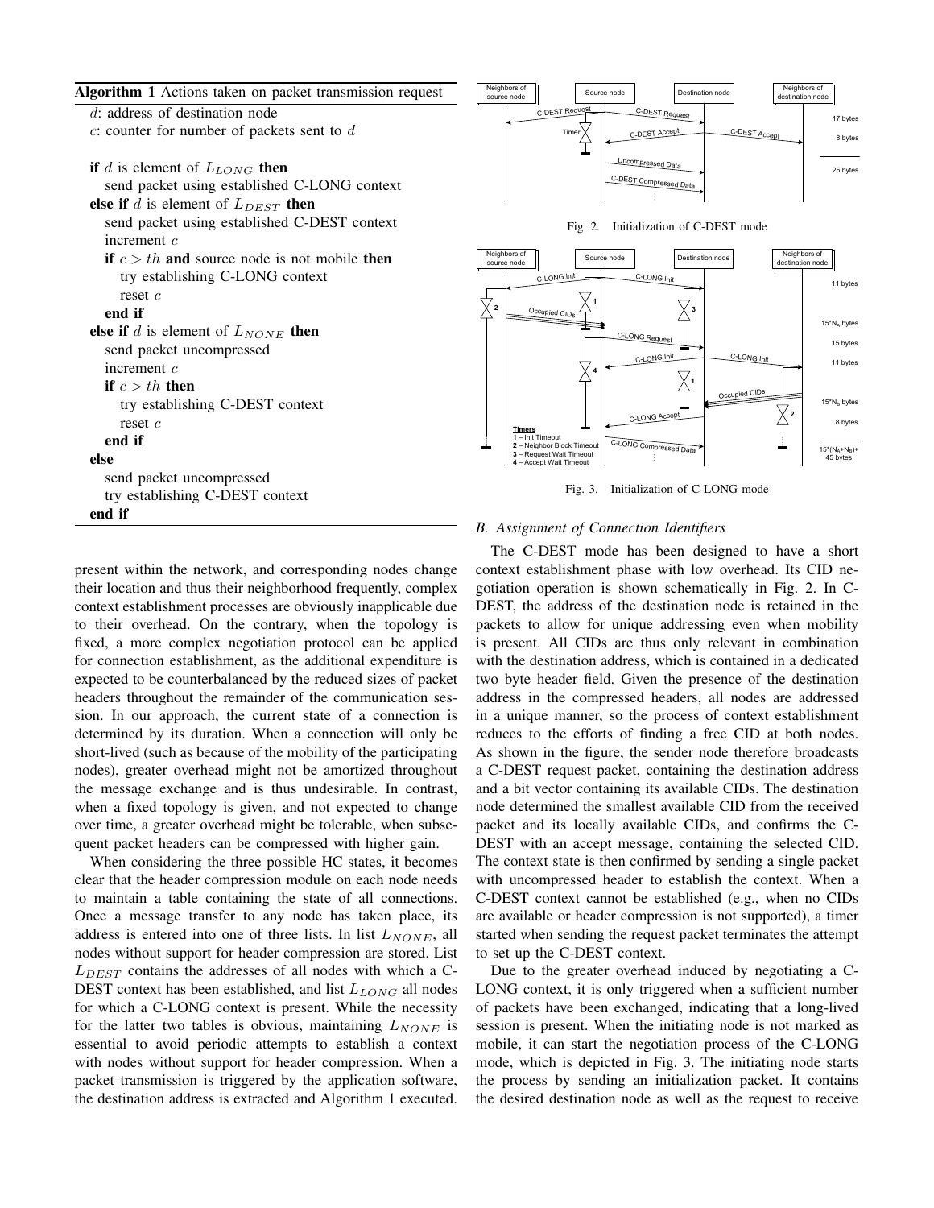**Algorithm 1** Actions taken on packet transmission request

```
d: address of destination node
c: counter for number of packets sent to d

if d is element of L_LONG then
    send packet using established C-LONG context
else if d is element of L_DEST then
    send packet using established C-DEST context
    increment c
    if c > th and source node is not mobile then
        try establishing C-LONG context
        reset c
    end if
else if d is element of L_NONE then
    send packet uncompressed
    increment c
    if c > th then
        try establishing C-DEST context
        reset c
    end if
else
    send packet uncompressed
    try establishing C-DEST context
end if
```

present within the network, and corresponding nodes change their location and thus their neighborhood frequently, complex context establishment processes are obviously inapplicable due to their overhead. On the contrary, when the topology is fixed, a more complex negotiation protocol can be applied for connection establishment, as the additional expenditure is expected to be counterbalanced by the reduced sizes of packet headers throughout the remainder of the communication session. In our approach, the current state of a connection is determined by its duration. When a connection will only be short-lived (such as because of the mobility of the participating nodes), greater overhead might not be amortized throughout the message exchange and is thus undesirable. In contrast, when a fixed topology is given, and not expected to change over time, a greater overhead might be tolerable, when subsequent packet headers can be compressed with higher gain.

When considering the three possible HC states, it becomes clear that the header compression module on each node needs to maintain a table containing the state of all connections. Once a message transfer to any node has taken place, its address is entered into one of three lists. In list $L_{NONE}$, all nodes without support for header compression are stored. List $L_{DEST}$ contains the addresses of all nodes with which a C-DEST context has been established, and list $L_{LONG}$ all nodes for which a C-LONG context is present. While the necessity for the latter two tables is obvious, maintaining $L_{NONE}$ is essential to avoid periodic attempts to establish a context with nodes without support for header compression. When a packet transmission is triggered by the application software, the destination address is extracted and Algorithm 1 executed.

Fig. 2. Initialization of C-DEST mode

Fig. 3. Initialization of C-LONG mode

### B. Assignment of Connection Identifiers

The C-DEST mode has been designed to have a short context establishment phase with low overhead. Its CID negotiation operation is shown schematically in Fig. 2. In C-DEST, the address of the destination node is retained in the packets to allow for unique addressing even when mobility is present. All CIDs are thus only relevant in combination with the destination address, which is contained in a dedicated two byte header field. Given the presence of the destination address in the compressed headers, all nodes are addressed in a unique manner, so the process of context establishment reduces to the efforts of finding a free CID at both nodes. As shown in the figure, the sender node therefore broadcasts a C-DEST request packet, containing the destination address and a bit vector containing its available CIDs. The destination node determined the smallest available CID from the received packet and its locally available CIDs, and confirms the C-DEST with an accept message, containing the selected CID. The context state is then confirmed by sending a single packet with uncompressed header to establish the context. When a C-DEST context cannot be established (e.g., when no CIDs are available or header compression is not supported), a timer started when sending the request packet terminates the attempt to set up the C-DEST context.

Due to the greater overhead induced by negotiating a C-LONG context, it is only triggered when a sufficient number of packets have been exchanged, indicating that a long-lived session is present. When the initiating node is not marked as mobile, it can start the negotiation process of the C-LONG mode, which is depicted in Fig. 3. The initiating node starts the process by sending an initialization packet. It contains the desired destination node as well as the request to receive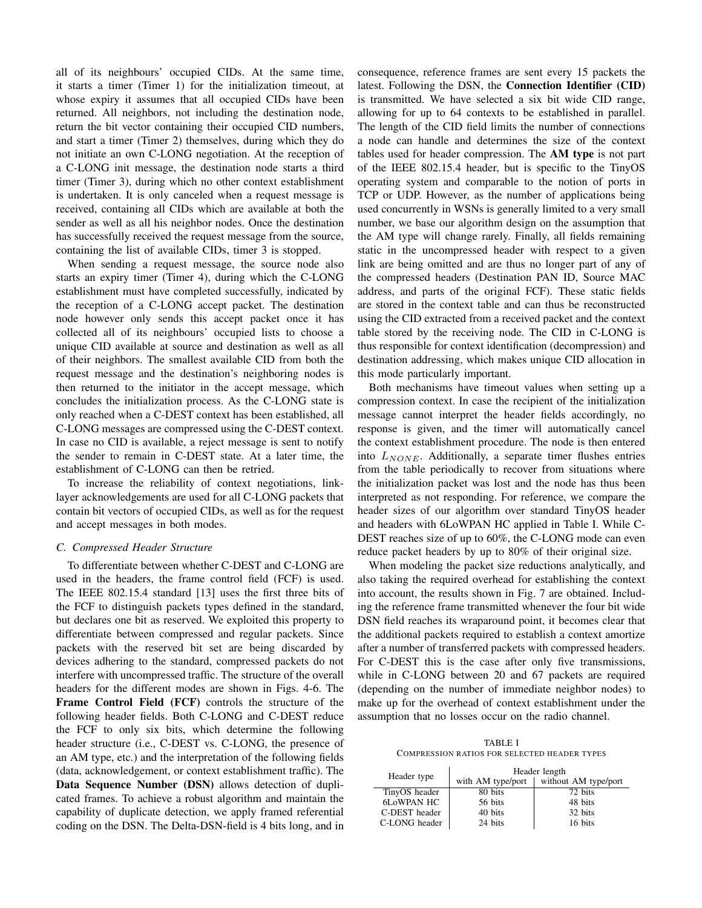all of its neighbours' occupied CIDs. At the same time, it starts a timer (Timer 1) for the initialization timeout, at whose expiry it assumes that all occupied CIDs have been returned. All neighbors, not including the destination node, return the bit vector containing their occupied CID numbers, and start a timer (Timer 2) themselves, during which they do not initiate an own C-LONG negotiation. At the reception of a C-LONG init message, the destination node starts a third timer (Timer 3), during which no other context establishment is undertaken. It is only canceled when a request message is received, containing all CIDs which are available at both the sender as well as all his neighbor nodes. Once the destination has successfully received the request message from the source, containing the list of available CIDs, timer 3 is stopped.

When sending a request message, the source node also starts an expiry timer (Timer 4), during which the C-LONG establishment must have completed successfully, indicated by the reception of a C-LONG accept packet. The destination node however only sends this accept packet once it has collected all of its neighbours' occupied lists to choose a unique CID available at source and destination as well as all of their neighbors. The smallest available CID from both the request message and the destination's neighboring nodes is then returned to the initiator in the accept message, which concludes the initialization process. As the C-LONG state is only reached when a C-DEST context has been established, all C-LONG messages are compressed using the C-DEST context. In case no CID is available, a reject message is sent to notify the sender to remain in C-DEST state. At a later time, the establishment of C-LONG can then be retried.

To increase the reliability of context negotiations, link-layer acknowledgements are used for all C-LONG packets that contain bit vectors of occupied CIDs, as well as for the request and accept messages in both modes.

### C. Compressed Header Structure

To differentiate between whether C-DEST and C-LONG are used in the headers, the frame control field (FCF) is used. The IEEE 802.15.4 standard [13] uses the first three bits of the FCF to distinguish packets types defined in the standard, but declares one bit as reserved. We exploited this property to differentiate between compressed and regular packets. Since packets with the reserved bit set are being discarded by devices adhering to the standard, compressed packets do not interfere with uncompressed traffic. The structure of the overall headers for the different modes are shown in Figs. 4-6. The **Frame Control Field (FCF)** controls the structure of the following header fields. Both C-LONG and C-DEST reduce the FCF to only six bits, which determine the following header structure (i.e., C-DEST vs. C-LONG, the presence of an AM type, etc.) and the interpretation of the following fields (data, acknowledgement, or context establishment traffic). The **Data Sequence Number (DSN)** allows detection of duplicated frames. To achieve a robust algorithm and maintain the capability of duplicate detection, we apply framed referential coding on the DSN. The Delta-DSN-field is 4 bits long, and in consequence, reference frames are sent every 15 packets the latest. Following the DSN, the **Connection Identifier (CID)** is transmitted. We have selected a six bit wide CID range, allowing for up to 64 contexts to be established in parallel. The length of the CID field limits the number of connections a node can handle and determines the size of the context tables used for header compression. The **AM type** is not part of the IEEE 802.15.4 header, but is specific to the TinyOS operating system and comparable to the notion of ports in TCP or UDP. However, as the number of applications being used concurrently in WSNs is generally limited to a very small number, we base our algorithm design on the assumption that the AM type will change rarely. Finally, all fields remaining static in the uncompressed header with respect to a given link are being omitted and are thus no longer part of any of the compressed headers (Destination PAN ID, Source MAC address, and parts of the original FCF). These static fields are stored in the context table and can thus be reconstructed using the CID extracted from a received packet and the context table stored by the receiving node. The CID in C-LONG is thus responsible for context identification (decompression) and destination addressing, which makes unique CID allocation in this mode particularly important.

Both mechanisms have timeout values when setting up a compression context. In case the recipient of the initialization message cannot interpret the header fields accordingly, no response is given, and the timer will automatically cancel the context establishment procedure. The node is then entered into $L_{NONE}$. Additionally, a separate timer flushes entries from the table periodically to recover from situations where the initialization packet was lost and the node has thus been interpreted as not responding. For reference, we compare the header sizes of our algorithm over standard TinyOS header and headers with 6LoWPAN HC applied in Table I. While C-DEST reaches size of up to 60%, the C-LONG mode can even reduce packet headers by up to 80% of their original size.

When modeling the packet size reductions analytically, and also taking the required overhead for establishing the context into account, the results shown in Fig. 7 are obtained. Including the reference frame transmitted whenever the four bit wide DSN field reaches its wraparound point, it becomes clear that the additional packets required to establish a context amortize after a number of transferred packets with compressed headers. For C-DEST this is the case after only five transmissions, while in C-LONG between 20 and 67 packets are required (depending on the number of immediate neighbor nodes) to make up for the overhead of context establishment under the assumption that no losses occur on the radio channel.

TABLE I
COMPRESSION RATIOS FOR SELECTED HEADER TYPES

| Header type | Header length | |
|---|---|---|
| | with AM type/port | without AM type/port |
| TinyOS header | 80 bits | 72 bits |
| 6LoWPAN HC | 56 bits | 48 bits |
| C-DEST header | 40 bits | 32 bits |
| C-LONG header | 24 bits | 16 bits |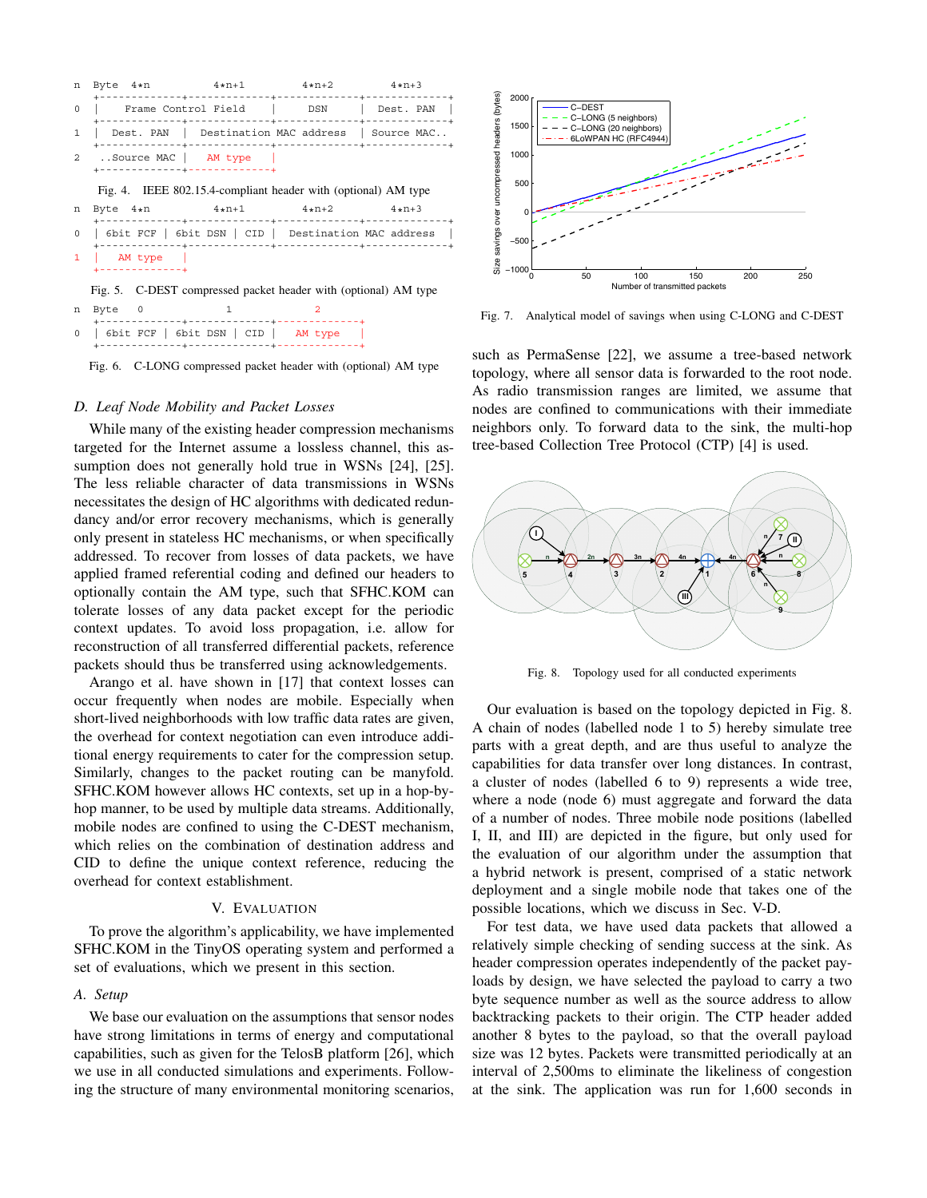```
n  Byte  4*n            4*n+1          4*n+2          4*n+3
   +-------------+-------------+-------------+-------------+
0  |    Frame Control Field     |     DSN     |  Dest. PAN  |
   +-------------+-------------+-------------+-------------+
1  |  Dest. PAN  |  Destination MAC address  | Source MAC..
   +-------------+-------------+-------------+-------------+
2   ..Source MAC |   AM type   |
   +-------------+-------------+
```

Fig. 4. IEEE 802.15.4-compliant header with (optional) AM type

```
n  Byte  4*n            4*n+1          4*n+2          4*n+3
   +-------------+-------------+-------------+-------------+
0  |  6bit FCF  |  6bit DSN  |  CID  |  Destination MAC address  |
   +-------------+-------------+-------------+-------------+
1  |   AM type   |
   +-------------+
```

Fig. 5. C-DEST compressed packet header with (optional) AM type

```
n  Byte    0              1              2
   +-------------+-------------+-------------+
0  |  6bit FCF  |  6bit DSN  |  CID  |   AM type   |
   +-------------+-------------+-------------+
```

Fig. 6. C-LONG compressed packet header with (optional) AM type

### D. *Leaf Node Mobility and Packet Losses*

While many of the existing header compression mechanisms targeted for the Internet assume a lossless channel, this assumption does not generally hold true in WSNs [24], [25]. The less reliable character of data transmissions in WSNs necessitates the design of HC algorithms with dedicated redundancy and/or error recovery mechanisms, which is generally only present in stateless HC mechanisms, or when specifically addressed. To recover from losses of data packets, we have applied framed referential coding and defined our headers to optionally contain the AM type, such that SFHC.KOM can tolerate losses of any data packet except for the periodic context updates. To avoid loss propagation, i.e. allow for reconstruction of all transferred differential packets, reference packets should thus be transferred using acknowledgements.

Arango et al. have shown in [17] that context losses can occur frequently when nodes are mobile. Especially when short-lived neighborhoods with low traffic data rates are given, the overhead for context negotiation can even introduce additional energy requirements to cater for the compression setup. Similarly, changes to the packet routing can be manyfold. SFHC.KOM however allows HC contexts, set up in a hop-by-hop manner, to be used by multiple data streams. Additionally, mobile nodes are confined to using the C-DEST mechanism, which relies on the combination of destination address and CID to define the unique context reference, reducing the overhead for context establishment.

## V. Evaluation

To prove the algorithm's applicability, we have implemented SFHC.KOM in the TinyOS operating system and performed a set of evaluations, which we present in this section.

### A. *Setup*

We base our evaluation on the assumptions that sensor nodes have strong limitations in terms of energy and computational capabilities, such as given for the TelosB platform [26], which we use in all conducted simulations and experiments. Following the structure of many environmental monitoring scenarios, such as PermaSense [22], we assume a tree-based network topology, where all sensor data is forwarded to the root node. As radio transmission ranges are limited, we assume that nodes are confined to communications with their immediate neighbors only. To forward data to the sink, the multi-hop tree-based Collection Tree Protocol (CTP) [4] is used.

Fig. 7. Analytical model of savings when using C-LONG and C-DEST

Fig. 8. Topology used for all conducted experiments

Our evaluation is based on the topology depicted in Fig. 8. A chain of nodes (labelled node 1 to 5) hereby simulate tree parts with a great depth, and are thus useful to analyze the capabilities for data transfer over long distances. In contrast, a cluster of nodes (labelled 6 to 9) represents a wide tree, where a node (node 6) must aggregate and forward the data of a number of nodes. Three mobile node positions (labelled I, II, and III) are depicted in the figure, but only used for the evaluation of our algorithm under the assumption that a hybrid network is present, comprised of a static network deployment and a single mobile node that takes one of the possible locations, which we discuss in Sec. V-D.

For test data, we have used data packets that allowed a relatively simple checking of sending success at the sink. As header compression operates independently of the packet payloads by design, we have selected the payload to carry a two byte sequence number as well as the source address to allow backtracking packets to their origin. The CTP header added another 8 bytes to the payload, so that the overall payload size was 12 bytes. Packets were transmitted periodically at an interval of 2,500ms to eliminate the likeliness of congestion at the sink. The application was run for 1,600 seconds in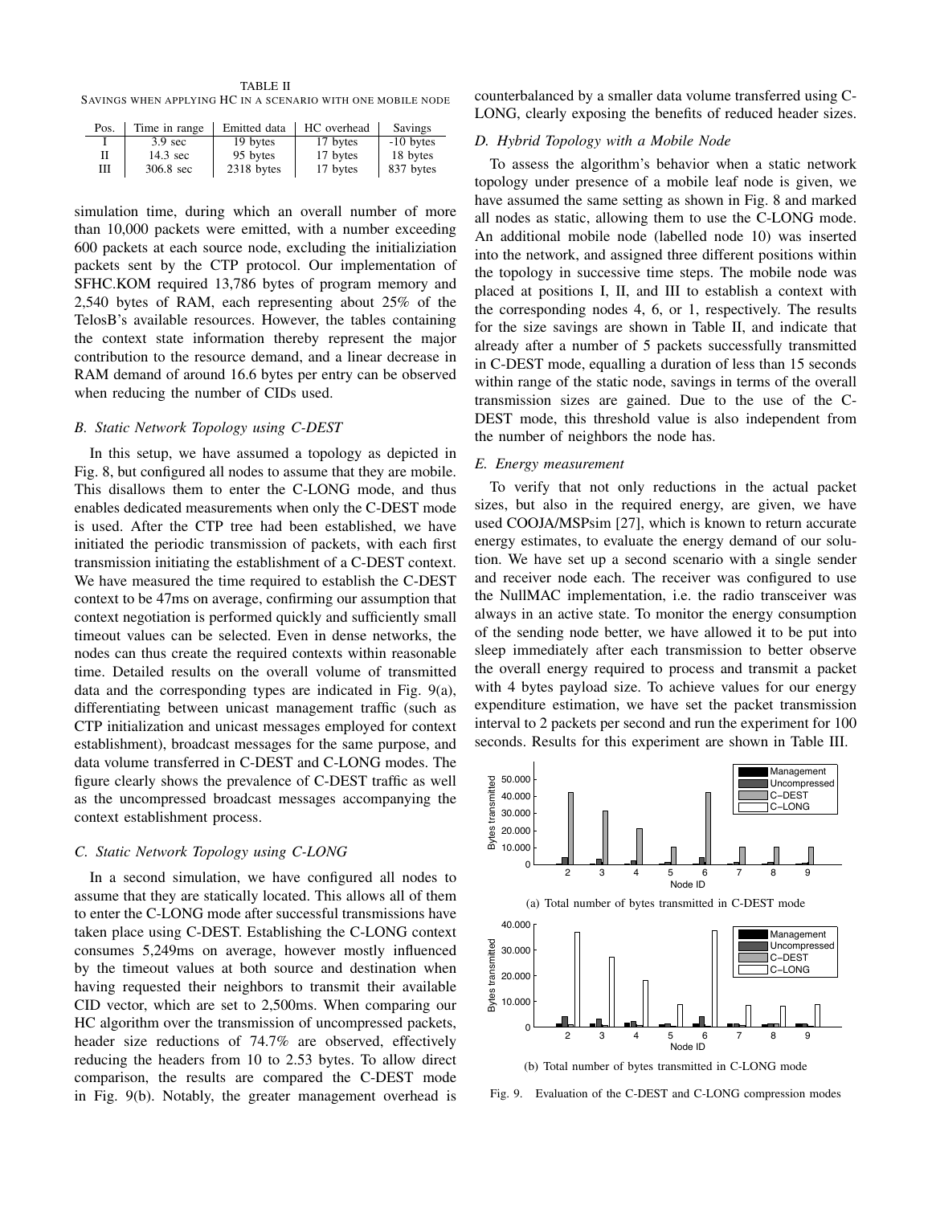TABLE II
SAVINGS WHEN APPLYING HC IN A SCENARIO WITH ONE MOBILE NODE

| Pos. | Time in range | Emitted data | HC overhead | Savings |
|---|---|---|---|---|
| I | 3.9 sec | 19 bytes | 17 bytes | -10 bytes |
| II | 14.3 sec | 95 bytes | 17 bytes | 18 bytes |
| III | 306.8 sec | 2318 bytes | 17 bytes | 837 bytes |

simulation time, during which an overall number of more than 10,000 packets were emitted, with a number exceeding 600 packets at each source node, excluding the initializiation packets sent by the CTP protocol. Our implementation of SFHC.KOM required 13,786 bytes of program memory and 2,540 bytes of RAM, each representing about 25% of the TelosB's available resources. However, the tables containing the context state information thereby represent the major contribution to the resource demand, and a linear decrease in RAM demand of around 16.6 bytes per entry can be observed when reducing the number of CIDs used.

### B. Static Network Topology using C-DEST

In this setup, we have assumed a topology as depicted in Fig. 8, but configured all nodes to assume that they are mobile. This disallows them to enter the C-LONG mode, and thus enables dedicated measurements when only the C-DEST mode is used. After the CTP tree had been established, we have initiated the periodic transmission of packets, with each first transmission initiating the establishment of a C-DEST context. We have measured the time required to establish the C-DEST context to be 47ms on average, confirming our assumption that context negotiation is performed quickly and sufficiently small timeout values can be selected. Even in dense networks, the nodes can thus create the required contexts within reasonable time. Detailed results on the overall volume of transmitted data and the corresponding types are indicated in Fig. 9(a), differentiating between unicast management traffic (such as CTP initialization and unicast messages employed for context establishment), broadcast messages for the same purpose, and data volume transferred in C-DEST and C-LONG modes. The figure clearly shows the prevalence of C-DEST traffic as well as the uncompressed broadcast messages accompanying the context establishment process.

### C. Static Network Topology using C-LONG

In a second simulation, we have configured all nodes to assume that they are statically located. This allows all of them to enter the C-LONG mode after successful transmissions have taken place using C-DEST. Establishing the C-LONG context consumes 5,249ms on average, however mostly influenced by the timeout values at both source and destination when having requested their neighbors to transmit their available CID vector, which are set to 2,500ms. When comparing our HC algorithm over the transmission of uncompressed packets, header size reductions of 74.7% are observed, effectively reducing the headers from 10 to 2.53 bytes. To allow direct comparison, the results are compared the C-DEST mode in Fig. 9(b). Notably, the greater management overhead is counterbalanced by a smaller data volume transferred using C-LONG, clearly exposing the benefits of reduced header sizes.

### D. Hybrid Topology with a Mobile Node

To assess the algorithm's behavior when a static network topology under presence of a mobile leaf node is given, we have assumed the same setting as shown in Fig. 8 and marked all nodes as static, allowing them to use the C-LONG mode. An additional mobile node (labelled node 10) was inserted into the network, and assigned three different positions within the topology in successive time steps. The mobile node was placed at positions I, II, and III to establish a context with the corresponding nodes 4, 6, or 1, respectively. The results for the size savings are shown in Table II, and indicate that already after a number of 5 packets successfully transmitted in C-DEST mode, equalling a duration of less than 15 seconds within range of the static node, savings in terms of the overall transmission sizes are gained. Due to the use of the C-DEST mode, this threshold value is also independent from the number of neighbors the node has.

### E. Energy measurement

To verify that not only reductions in the actual packet sizes, but also in the required energy, are given, we have used COOJA/MSPsim [27], which is known to return accurate energy estimates, to evaluate the energy demand of our solution. We have set up a second scenario with a single sender and receiver node each. The receiver was configured to use the NullMAC implementation, i.e. the radio transceiver was always in an active state. To monitor the energy consumption of the sending node better, we have allowed it to be put into sleep immediately after each transmission to better observe the overall energy required to process and transmit a packet with 4 bytes payload size. To achieve values for our energy expenditure estimation, we have set the packet transmission interval to 2 packets per second and run the experiment for 100 seconds. Results for this experiment are shown in Table III.

(a) Total number of bytes transmitted in C-DEST mode

(b) Total number of bytes transmitted in C-LONG mode

Fig. 9. Evaluation of the C-DEST and C-LONG compression modes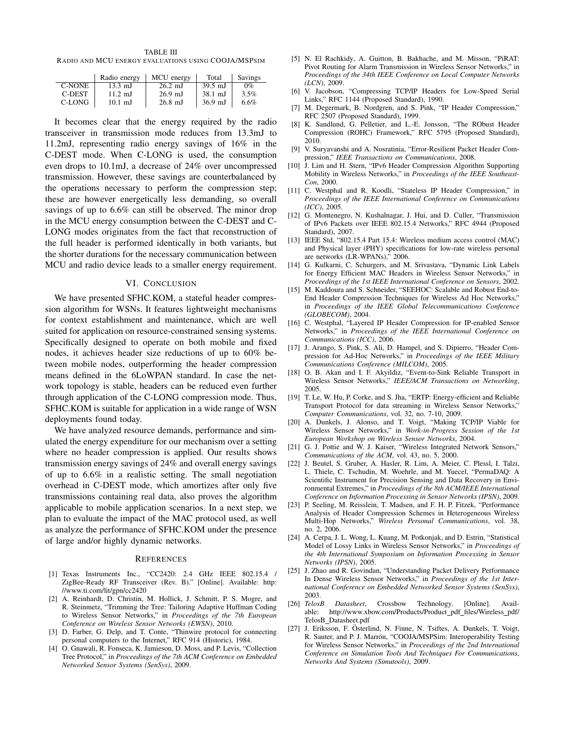TABLE III
RADIO AND MCU ENERGY EVALUATIONS USING COOJA/MSPSIM

| | Radio energy | MCU energy | Total | Savings |
|---|---|---|---|---|
| C-NONE | 13.3 mJ | 26.2 mJ | 39.5 mJ | 0% |
| C-DEST | 11.2 mJ | 26.9 mJ | 38.1 mJ | 3.5% |
| C-LONG | 10.1 mJ | 26.8 mJ | 36.9 mJ | 6.6% |

It becomes clear that the energy required by the radio transceiver in transmission mode reduces from 13.3mJ to 11.2mJ, representing radio energy savings of 16% in the C-DEST mode. When C-LONG is used, the consumption even drops to 10.1mJ, a decrease of 24% over uncompressed transmission. However, these savings are counterbalanced by the operations necessary to perform the compression step; these are however energetically less demanding, so overall savings of up to 6.6% can still be observed. The minor drop in the MCU energy consumption between the C-DEST and C-LONG modes originates from the fact that reconstruction of the full header is performed identically in both variants, but the shorter durations for the necessary communication between MCU and radio device leads to a smaller energy requirement.

## VI. CONCLUSION

We have presented SFHC.KOM, a stateful header compression algorithm for WSNs. It features lightweight mechanisms for context establishment and maintenance, which are well suited for application on resource-constrained sensing systems. Specifically designed to operate on both mobile and fixed nodes, it achieves header size reductions of up to 60% between mobile nodes, outperforming the header compression means defined in the 6LoWPAN standard. In case the network topology is stable, headers can be reduced even further through application of the C-LONG compression mode. Thus, SFHC.KOM is suitable for application in a wide range of WSN deployments found today.

We have analyzed resource demands, performance and simulated the energy expenditure for our mechanism over a setting where no header compression is applied. Our results shows transmission energy savings of 24% and overall energy savings of up to 6.6% in a realistic setting. The small negotiation overhead in C-DEST mode, which amortizes after only five transmissions containing real data, also proves the algorithm applicable to mobile application scenarios. In a next step, we plan to evaluate the impact of the MAC protocol used, as well as analyze the performance of SFHC.KOM under the presence of large and/or highly dynamic networks.

## REFERENCES

[1] Texas Instruments Inc., "CC2420: 2.4 GHz IEEE 802.15.4 / ZigBee-Ready RF Transceiver (Rev. B)." [Online]. Available: http://www.ti.com/lit/gpn/cc2420

[2] A. Reinhardt, D. Christin, M. Hollick, J. Schmitt, P. S. Mogre, and R. Steinmetz, "Trimming the Tree: Tailoring Adaptive Huffman Coding to Wireless Sensor Networks," in *Proceedings of the 7th European Conference on Wireless Sensor Networks (EWSN)*, 2010.

[3] D. Farber, G. Delp, and T. Conte, "Thinwire protocol for connecting personal computers to the Internet," RFC 914 (Historic), 1984.

[4] O. Gnawali, R. Fonseca, K. Jamieson, D. Moss, and P. Levis, "Collection Tree Protocol," in *Proceedings of the 7th ACM Conference on Embedded Networked Sensor Systems (SenSys)*, 2009.

[5] N. El Rachkidy, A. Guitton, B. Bakhache, and M. Misson, "PiRAT: Pivot Routing for Alarm Transmission in Wireless Sensor Networks," in *Proceedings of the 34th IEEE Conference on Local Computer Networks (LCN)*, 2009.

[6] V. Jacobson, "Compressing TCP/IP Headers for Low-Speed Serial Links," RFC 1144 (Proposed Standard), 1990.

[7] M. Degermark, B. Nordgren, and S. Pink, "IP Header Compression," RFC 2507 (Proposed Standard), 1999.

[8] K. Sandlund, G. Pelletier, and L.-E. Jonsson, "The RObust Header Compression (ROHC) Framework," RFC 5795 (Proposed Standard), 2010.

[9] V. Suryavanshi and A. Nosratinia, "Error-Resilient Packet Header Compression," *IEEE Transactions on Communications*, 2008.

[10] J. Lim and H. Stern, "IPv6 Header Compression Algorithm Supporting Mobility in Wireless Networks," in *Proceedings of the IEEE SoutheastCon*, 2000.

[11] C. Westphal and R. Koodli, "Stateless IP Header Compression," in *Proceedings of the IEEE International Conference on Communications (ICC)*, 2005.

[12] G. Montenegro, N. Kushalnagar, J. Hui, and D. Culler, "Transmission of IPv6 Packets over IEEE 802.15.4 Networks," RFC 4944 (Proposed Standard), 2007.

[13] IEEE Std, "802.15.4 Part 15.4: Wireless medium access control (MAC) and Physical layer (PHY) specifications for low-rate wireless personal are networks (LR-WPANs)," 2006.

[14] G. Kulkarni, C. Schurgers, and M. Srivastava, "Dynamic Link Labels for Energy Efficient MAC Headers in Wireless Sensor Networks," in *Proceedings of the 1st IEEE International Conference on Sensors*, 2002.

[15] M. Kaddoura and S. Schneider, "SEEHOC: Scalable and Robust End-to-End Header Compression Techniques for Wireless Ad Hoc Networks," in *Proceedings of the IEEE Global Telecommunications Conference (GLOBECOM)*, 2004.

[16] C. Westphal, "Layered IP Header Compression for IP-enabled Sensor Networks," in *Proceedings of the IEEE International Conference on Communications (ICC)*, 2006.

[17] J. Arango, S. Pink, S. Ali, D. Hampel, and S. Dipierro, "Header Compression for Ad-Hoc Networks," in *Proceedings of the IEEE Military Communications Conference (MILCOM)*, 2005.

[18] O. B. Akan and I. F. Akyildiz, "Event-to-Sink Reliable Transport in Wireless Sensor Networks," *IEEE/ACM Transactions on Networking*, 2005.

[19] T. Le, W. Hu, P. Corke, and S. Jha, "ERTP: Energy-efficient and Reliable Transport Protocol for data streaming in Wireless Sensor Networks," *Computer Communications*, vol. 32, no. 7-10, 2009.

[20] A. Dunkels, J. Alonso, and T. Voigt, "Making TCP/IP Viable for Wireless Sensor Networks," in *Work-in-Progress Session of the 1st European Workshop on Wireless Sensor Networks*, 2004.

[21] G. J. Pottie and W. J. Kaiser, "Wireless Integrated Network Sensors," *Communications of the ACM*, vol. 43, no. 5, 2000.

[22] J. Beutel, S. Gruber, A. Hasler, R. Lim, A. Meier, C. Plessl, I. Talzi, L. Thiele, C. Tschudin, M. Woehrle, and M. Yuecel, "PermaDAQ: A Scientific Instrument for Precision Sensing and Data Recovery in Environmental Extremes," in *Proceedings of the 8th ACM/IEEE International Conference on Information Processing in Sensor Networks (IPSN)*, 2009.

[23] P. Seeling, M. Reisslein, T. Madsen, and F. H. P. Fitzek, "Performance Analysis of Header Compression Schemes in Heterogeneous Wireless Multi-Hop Networks," *Wireless Personal Communications*, vol. 38, no. 2, 2006.

[24] A. Cerpa, J. L. Wong, L. Kuang, M. Potkonjak, and D. Estrin, "Statistical Model of Lossy Links in Wireless Sensor Networks," in *Proceedings of the 4th International Symposium on Information Processing in Sensor Networks (IPSN)*, 2005.

[25] J. Zhao and R. Govindan, "Understanding Packet Delivery Performance In Dense Wireless Sensor Networks," in *Proceedings of the 1st International Conference on Embedded Networked Sensor Systems (SenSys)*, 2003.

[26] *TelosB Datasheet*, Crossbow Technology. [Online]. Available: http://www.xbow.com/Products/Product_pdf_files/Wireless_pdf/TelosB_Datasheet.pdf

[27] J. Eriksson, F. Österlind, N. Finne, N. Tsiftes, A. Dunkels, T. Voigt, R. Sauter, and P. J. Marrón, "COOJA/MSPSim: Interoperability Testing for Wireless Sensor Networks," in *Proceedings of the 2nd International Conference on Simulation Tools And Techniques For Communications, Networks And Systems (Simutools)*, 2009.